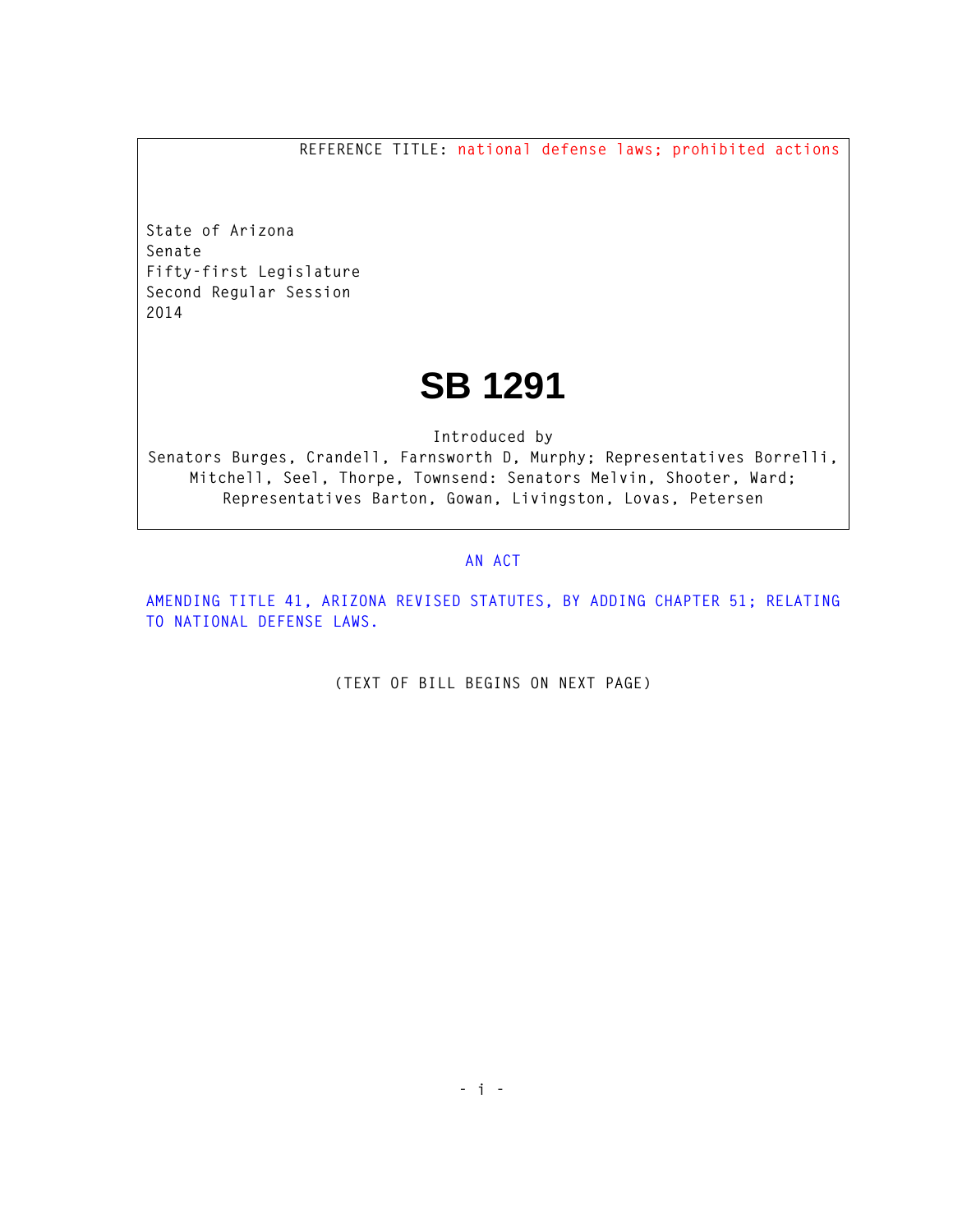REFERENCE TITLE: national defense laws; prohibited actions

State of Arizona
Senate
Fifty-first Legislature
Second Regular Session
2014

# SB 1291

Introduced by
Senators Burges, Crandell, Farnsworth D, Murphy; Representatives Borrelli, Mitchell, Seel, Thorpe, Townsend: Senators Melvin, Shooter, Ward; Representatives Barton, Gowan, Livingston, Lovas, Petersen

AN ACT

AMENDING TITLE 41, ARIZONA REVISED STATUTES, BY ADDING CHAPTER 51; RELATING TO NATIONAL DEFENSE LAWS.

(TEXT OF BILL BEGINS ON NEXT PAGE)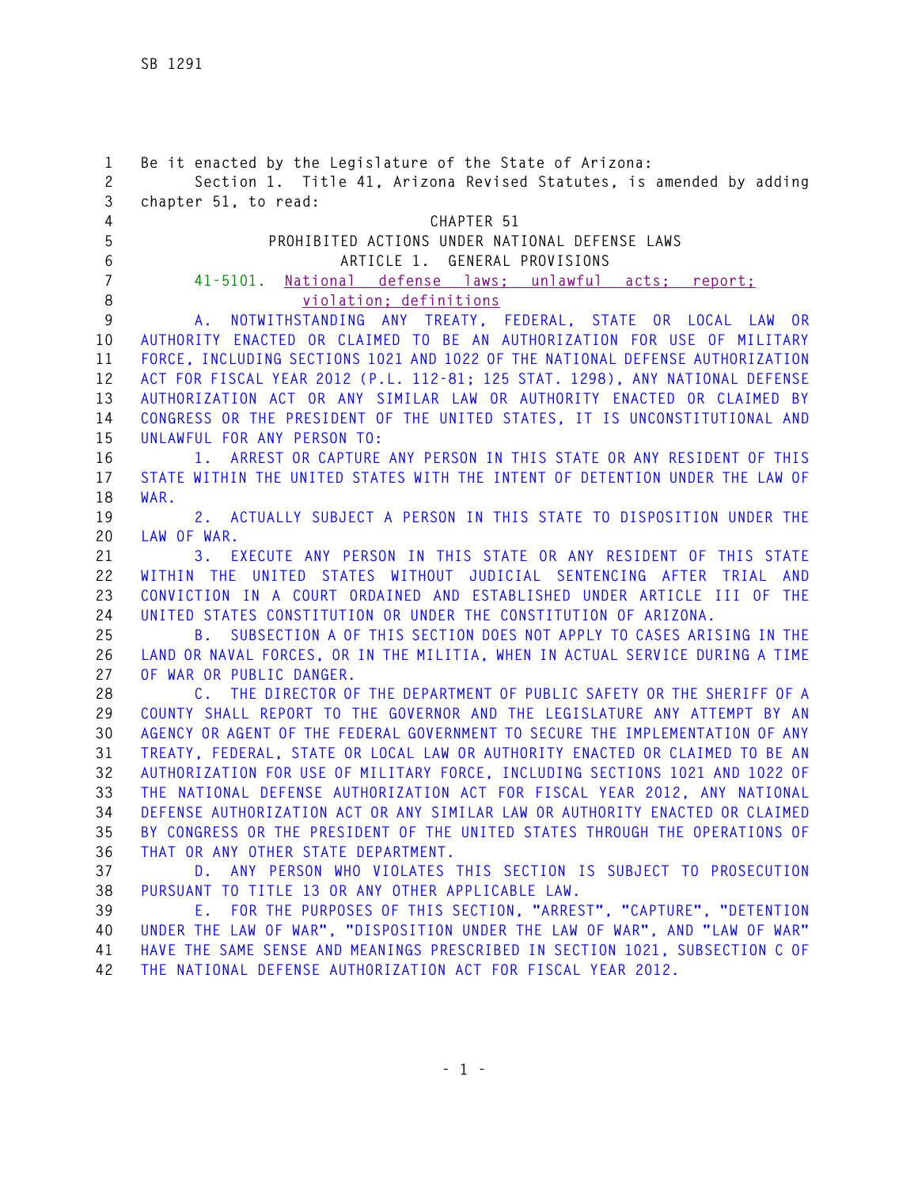Be it enacted by the Legislature of the State of Arizona:

Section 1. Title 41, Arizona Revised Statutes, is amended by adding chapter 51, to read:

CHAPTER 51

PROHIBITED ACTIONS UNDER NATIONAL DEFENSE LAWS

ARTICLE 1. GENERAL PROVISIONS

41-5101. National defense laws; unlawful acts; report; violation; definitions

A. NOTWITHSTANDING ANY TREATY, FEDERAL, STATE OR LOCAL LAW OR AUTHORITY ENACTED OR CLAIMED TO BE AN AUTHORIZATION FOR USE OF MILITARY FORCE, INCLUDING SECTIONS 1021 AND 1022 OF THE NATIONAL DEFENSE AUTHORIZATION ACT FOR FISCAL YEAR 2012 (P.L. 112-81; 125 STAT. 1298), ANY NATIONAL DEFENSE AUTHORIZATION ACT OR ANY SIMILAR LAW OR AUTHORITY ENACTED OR CLAIMED BY CONGRESS OR THE PRESIDENT OF THE UNITED STATES, IT IS UNCONSTITUTIONAL AND UNLAWFUL FOR ANY PERSON TO:

1. ARREST OR CAPTURE ANY PERSON IN THIS STATE OR ANY RESIDENT OF THIS STATE WITHIN THE UNITED STATES WITH THE INTENT OF DETENTION UNDER THE LAW OF WAR.

2. ACTUALLY SUBJECT A PERSON IN THIS STATE TO DISPOSITION UNDER THE LAW OF WAR.

3. EXECUTE ANY PERSON IN THIS STATE OR ANY RESIDENT OF THIS STATE WITHIN THE UNITED STATES WITHOUT JUDICIAL SENTENCING AFTER TRIAL AND CONVICTION IN A COURT ORDAINED AND ESTABLISHED UNDER ARTICLE III OF THE UNITED STATES CONSTITUTION OR UNDER THE CONSTITUTION OF ARIZONA.

B. SUBSECTION A OF THIS SECTION DOES NOT APPLY TO CASES ARISING IN THE LAND OR NAVAL FORCES, OR IN THE MILITIA, WHEN IN ACTUAL SERVICE DURING A TIME OF WAR OR PUBLIC DANGER.

C. THE DIRECTOR OF THE DEPARTMENT OF PUBLIC SAFETY OR THE SHERIFF OF A COUNTY SHALL REPORT TO THE GOVERNOR AND THE LEGISLATURE ANY ATTEMPT BY AN AGENCY OR AGENT OF THE FEDERAL GOVERNMENT TO SECURE THE IMPLEMENTATION OF ANY TREATY, FEDERAL, STATE OR LOCAL LAW OR AUTHORITY ENACTED OR CLAIMED TO BE AN AUTHORIZATION FOR USE OF MILITARY FORCE, INCLUDING SECTIONS 1021 AND 1022 OF THE NATIONAL DEFENSE AUTHORIZATION ACT FOR FISCAL YEAR 2012, ANY NATIONAL DEFENSE AUTHORIZATION ACT OR ANY SIMILAR LAW OR AUTHORITY ENACTED OR CLAIMED BY CONGRESS OR THE PRESIDENT OF THE UNITED STATES THROUGH THE OPERATIONS OF THAT OR ANY OTHER STATE DEPARTMENT.

D. ANY PERSON WHO VIOLATES THIS SECTION IS SUBJECT TO PROSECUTION PURSUANT TO TITLE 13 OR ANY OTHER APPLICABLE LAW.

E. FOR THE PURPOSES OF THIS SECTION, "ARREST", "CAPTURE", "DETENTION UNDER THE LAW OF WAR", "DISPOSITION UNDER THE LAW OF WAR", AND "LAW OF WAR" HAVE THE SAME SENSE AND MEANINGS PRESCRIBED IN SECTION 1021, SUBSECTION C OF THE NATIONAL DEFENSE AUTHORIZATION ACT FOR FISCAL YEAR 2012.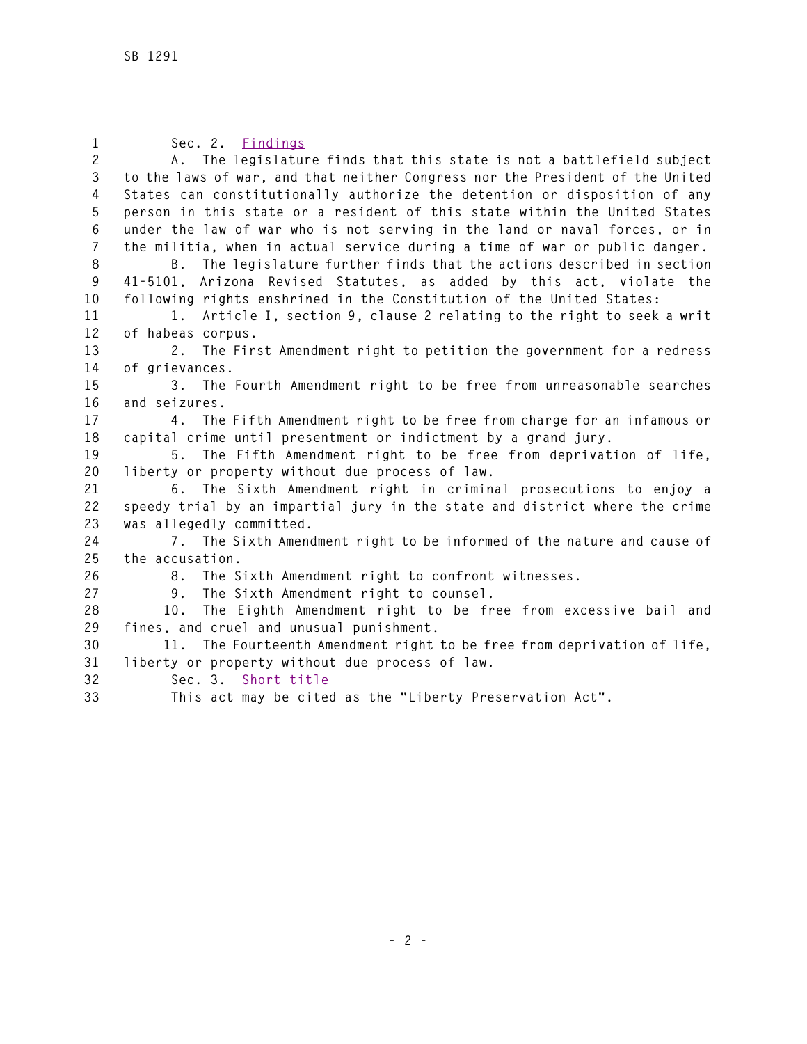Sec. 2. Findings

A. The legislature finds that this state is not a battlefield subject to the laws of war, and that neither Congress nor the President of the United States can constitutionally authorize the detention or disposition of any person in this state or a resident of this state within the United States under the law of war who is not serving in the land or naval forces, or in the militia, when in actual service during a time of war or public danger.

B. The legislature further finds that the actions described in section 41-5101, Arizona Revised Statutes, as added by this act, violate the following rights enshrined in the Constitution of the United States:

1. Article I, section 9, clause 2 relating to the right to seek a writ of habeas corpus.
2. The First Amendment right to petition the government for a redress of grievances.
3. The Fourth Amendment right to be free from unreasonable searches and seizures.
4. The Fifth Amendment right to be free from charge for an infamous or capital crime until presentment or indictment by a grand jury.
5. The Fifth Amendment right to be free from deprivation of life, liberty or property without due process of law.
6. The Sixth Amendment right in criminal prosecutions to enjoy a speedy trial by an impartial jury in the state and district where the crime was allegedly committed.
7. The Sixth Amendment right to be informed of the nature and cause of the accusation.
8. The Sixth Amendment right to confront witnesses.
9. The Sixth Amendment right to counsel.
10. The Eighth Amendment right to be free from excessive bail and fines, and cruel and unusual punishment.
11. The Fourteenth Amendment right to be free from deprivation of life, liberty or property without due process of law.

Sec. 3. Short title

This act may be cited as the "Liberty Preservation Act".